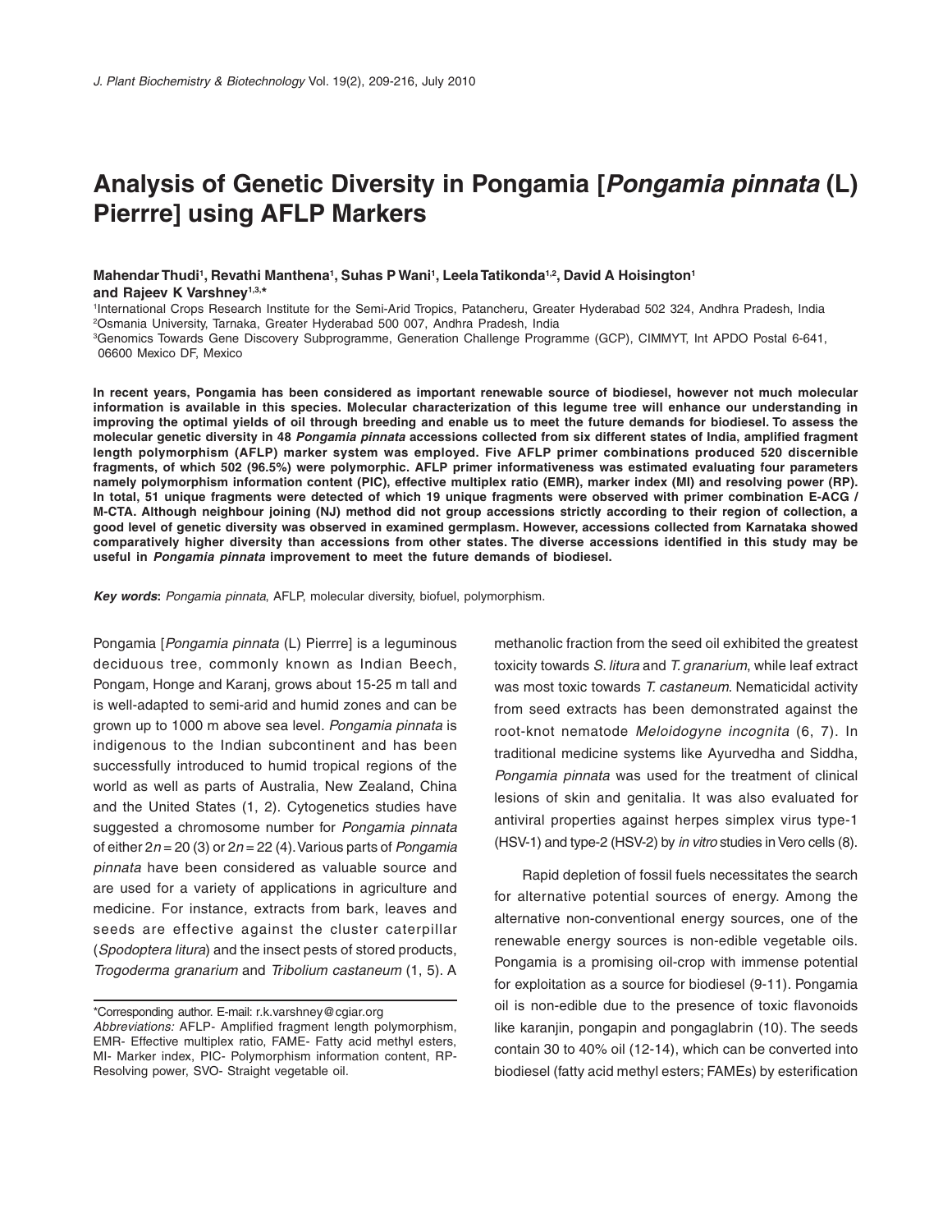# Analysis of Genetic Diversity in Pongamia [*Pongamia pinnata* (L) Pierrre] using AFLP Markers

**Mahendar Thudi[1], Revathi Manthena[1], Suhas P Wani[1], Leela Tatikonda[1,2], David A Hoisington[1] and Rajeev K Varshney[1,3,*]**

[1]International Crops Research Institute for the Semi-Arid Tropics, Patancheru, Greater Hyderabad 502 324, Andhra Pradesh, India
[2]Osmania University, Tarnaka, Greater Hyderabad 500 007, Andhra Pradesh, India
[3]Genomics Towards Gene Discovery Subprogramme, Generation Challenge Programme (GCP), CIMMYT, Int APDO Postal 6-641, 06600 Mexico DF, Mexico

**In recent years, Pongamia has been considered as important renewable source of biodiesel, however not much molecular information is available in this species. Molecular characterization of this legume tree will enhance our understanding in improving the optimal yields of oil through breeding and enable us to meet the future demands for biodiesel. To assess the molecular genetic diversity in 48 *Pongamia pinnata* accessions collected from six different states of India, amplified fragment length polymorphism (AFLP) marker system was employed. Five AFLP primer combinations produced 520 discernible fragments, of which 502 (96.5%) were polymorphic. AFLP primer informativeness was estimated evaluating four parameters namely polymorphism information content (PIC), effective multiplex ratio (EMR), marker index (MI) and resolving power (RP). In total, 51 unique fragments were detected of which 19 unique fragments were observed with primer combination E-ACG / M-CTA. Although neighbour joining (NJ) method did not group accessions strictly according to their region of collection, a good level of genetic diversity was observed in examined germplasm. However, accessions collected from Karnataka showed comparatively higher diversity than accessions from other states. The diverse accessions identified in this study may be useful in *Pongamia pinnata* improvement to meet the future demands of biodiesel.**

***Key words*:** *Pongamia pinnata*, AFLP, molecular diversity, biofuel, polymorphism.

Pongamia [*Pongamia pinnata* (L) Pierrre] is a leguminous deciduous tree, commonly known as Indian Beech, Pongam, Honge and Karanj, grows about 15-25 m tall and is well-adapted to semi-arid and humid zones and can be grown up to 1000 m above sea level. *Pongamia pinnata* is indigenous to the Indian subcontinent and has been successfully introduced to humid tropical regions of the world as well as parts of Australia, New Zealand, China and the United States (1, 2). Cytogenetics studies have suggested a chromosome number for *Pongamia pinnata* of either $2n = 20$ (3) or $2n = 22$ (4). Various parts of *Pongamia pinnata* have been considered as valuable source and are used for a variety of applications in agriculture and medicine. For instance, extracts from bark, leaves and seeds are effective against the cluster caterpillar (*Spodoptera litura*) and the insect pests of stored products, *Trogoderma granarium* and *Tribolium castaneum* (1, 5). A methanolic fraction from the seed oil exhibited the greatest toxicity towards *S. litura* and *T. granarium*, while leaf extract was most toxic towards *T. castaneum*. Nematicidal activity from seed extracts has been demonstrated against the root-knot nematode *Meloidogyne incognita* (6, 7). In traditional medicine systems like Ayurvedha and Siddha, *Pongamia pinnata* was used for the treatment of clinical lesions of skin and genitalia. It was also evaluated for antiviral properties against herpes simplex virus type-1 (HSV-1) and type-2 (HSV-2) by *in vitro* studies in Vero cells (8).

Rapid depletion of fossil fuels necessitates the search for alternative potential sources of energy. Among the alternative non-conventional energy sources, one of the renewable energy sources is non-edible vegetable oils. Pongamia is a promising oil-crop with immense potential for exploitation as a source for biodiesel (9-11). Pongamia oil is non-edible due to the presence of toxic flavonoids like karanjin, pongapin and pongaglabrin (10). The seeds contain 30 to 40% oil (12-14), which can be converted into biodiesel (fatty acid methyl esters; FAMEs) by esterification

\*Corresponding author. E-mail: r.k.varshney@cgiar.org
*Abbreviations:* AFLP- Amplified fragment length polymorphism, EMR- Effective multiplex ratio, FAME- Fatty acid methyl esters, MI- Marker index, PIC- Polymorphism information content, RP- Resolving power, SVO- Straight vegetable oil.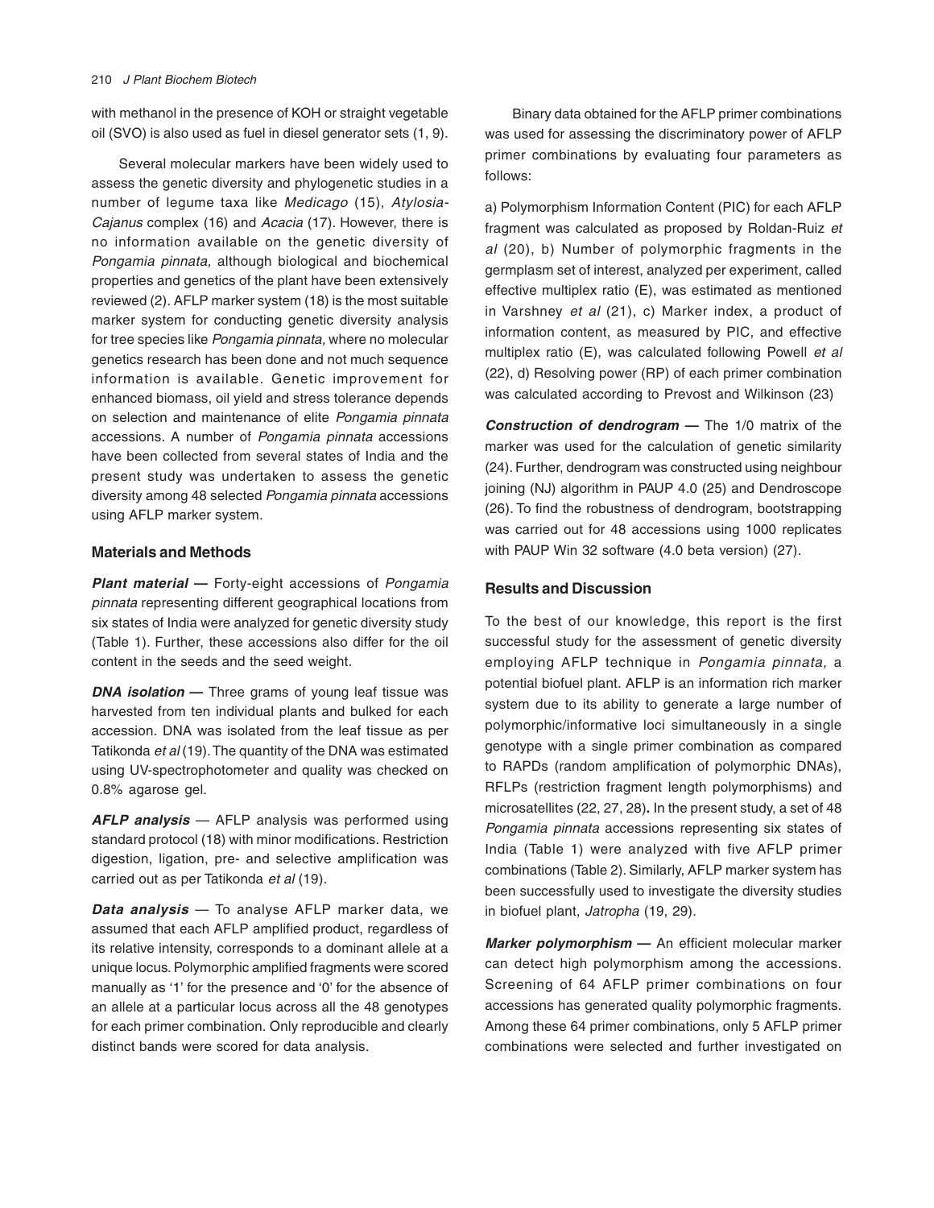with methanol in the presence of KOH or straight vegetable oil (SVO) is also used as fuel in diesel generator sets (1, 9).

Several molecular markers have been widely used to assess the genetic diversity and phylogenetic studies in a number of legume taxa like *Medicago* (15), *Atylosia-Cajanus* complex (16) and *Acacia* (17). However, there is no information available on the genetic diversity of *Pongamia pinnata,* although biological and biochemical properties and genetics of the plant have been extensively reviewed (2). AFLP marker system (18) is the most suitable marker system for conducting genetic diversity analysis for tree species like *Pongamia pinnata,* where no molecular genetics research has been done and not much sequence information is available. Genetic improvement for enhanced biomass, oil yield and stress tolerance depends on selection and maintenance of elite *Pongamia pinnata* accessions. A number of *Pongamia pinnata* accessions have been collected from several states of India and the present study was undertaken to assess the genetic diversity among 48 selected *Pongamia pinnata* accessions using AFLP marker system.

## Materials and Methods

***Plant material* —** Forty-eight accessions of *Pongamia pinnata* representing different geographical locations from six states of India were analyzed for genetic diversity study (Table 1). Further, these accessions also differ for the oil content in the seeds and the seed weight.

***DNA isolation* —** Three grams of young leaf tissue was harvested from ten individual plants and bulked for each accession. DNA was isolated from the leaf tissue as per Tatikonda *et al* (19). The quantity of the DNA was estimated using UV-spectrophotometer and quality was checked on 0.8% agarose gel.

***AFLP analysis*** — AFLP analysis was performed using standard protocol (18) with minor modifications. Restriction digestion, ligation, pre- and selective amplification was carried out as per Tatikonda *et al* (19).

***Data analysis*** — To analyse AFLP marker data, we assumed that each AFLP amplified product, regardless of its relative intensity, corresponds to a dominant allele at a unique locus. Polymorphic amplified fragments were scored manually as '1' for the presence and '0' for the absence of an allele at a particular locus across all the 48 genotypes for each primer combination. Only reproducible and clearly distinct bands were scored for data analysis.

Binary data obtained for the AFLP primer combinations was used for assessing the discriminatory power of AFLP primer combinations by evaluating four parameters as follows:

a) Polymorphism Information Content (PIC) for each AFLP fragment was calculated as proposed by Roldan-Ruiz *et al* (20), b) Number of polymorphic fragments in the germplasm set of interest, analyzed per experiment, called effective multiplex ratio (E), was estimated as mentioned in Varshney *et al* (21), c) Marker index, a product of information content, as measured by PIC, and effective multiplex ratio (E), was calculated following Powell *et al* (22), d) Resolving power (RP) of each primer combination was calculated according to Prevost and Wilkinson (23)

***Construction of dendrogram* —** The 1/0 matrix of the marker was used for the calculation of genetic similarity (24). Further, dendrogram was constructed using neighbour joining (NJ) algorithm in PAUP 4.0 (25) and Dendroscope (26). To find the robustness of dendrogram, bootstrapping was carried out for 48 accessions using 1000 replicates with PAUP Win 32 software (4.0 beta version) (27).

## Results and Discussion

To the best of our knowledge, this report is the first successful study for the assessment of genetic diversity employing AFLP technique in *Pongamia pinnata,* a potential biofuel plant. AFLP is an information rich marker system due to its ability to generate a large number of polymorphic/informative loci simultaneously in a single genotype with a single primer combination as compared to RAPDs (random amplification of polymorphic DNAs), RFLPs (restriction fragment length polymorphisms) and microsatellites (22, 27, 28)**.** In the present study, a set of 48 *Pongamia pinnata* accessions representing six states of India (Table 1) were analyzed with five AFLP primer combinations (Table 2). Similarly, AFLP marker system has been successfully used to investigate the diversity studies in biofuel plant, *Jatropha* (19, 29).

***Marker polymorphism* —** An efficient molecular marker can detect high polymorphism among the accessions. Screening of 64 AFLP primer combinations on four accessions has generated quality polymorphic fragments. Among these 64 primer combinations, only 5 AFLP primer combinations were selected and further investigated on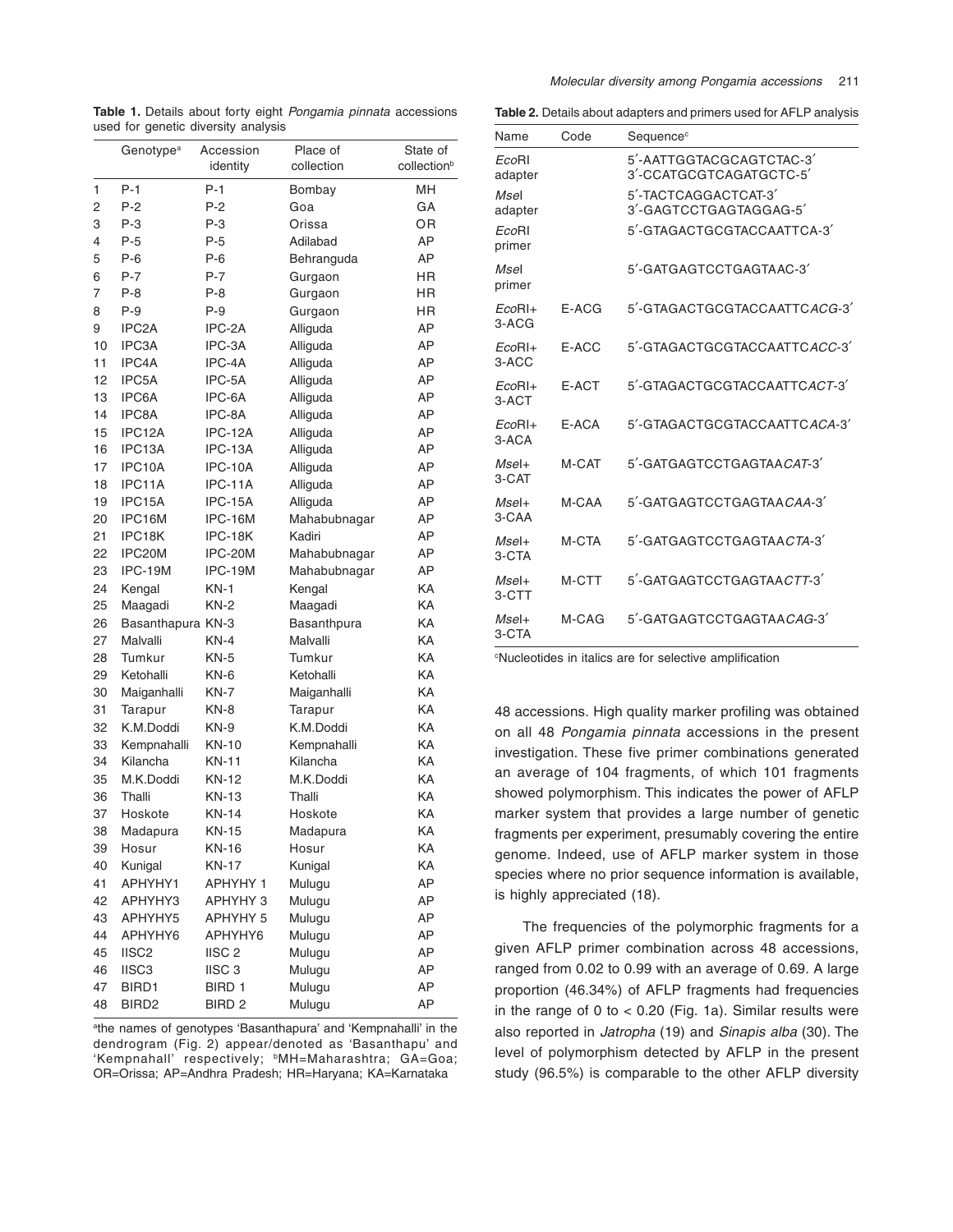**Table 1.** Details about forty eight *Pongamia pinnata* accessions used for genetic diversity analysis

| | Genotype[a] | Accession identity | Place of collection | State of collection[b] |
|---|---|---|---|---|
| 1 | P-1 | P-1 | Bombay | MH |
| 2 | P-2 | P-2 | Goa | GA |
| 3 | P-3 | P-3 | Orissa | OR |
| 4 | P-5 | P-5 | Adilabad | AP |
| 5 | P-6 | P-6 | Behranguda | AP |
| 6 | P-7 | P-7 | Gurgaon | HR |
| 7 | P-8 | P-8 | Gurgaon | HR |
| 8 | P-9 | P-9 | Gurgaon | HR |
| 9 | IPC2A | IPC-2A | Alliguda | AP |
| 10 | IPC3A | IPC-3A | Alliguda | AP |
| 11 | IPC4A | IPC-4A | Alliguda | AP |
| 12 | IPC5A | IPC-5A | Alliguda | AP |
| 13 | IPC6A | IPC-6A | Alliguda | AP |
| 14 | IPC8A | IPC-8A | Alliguda | AP |
| 15 | IPC12A | IPC-12A | Alliguda | AP |
| 16 | IPC13A | IPC-13A | Alliguda | AP |
| 17 | IPC10A | IPC-10A | Alliguda | AP |
| 18 | IPC11A | IPC-11A | Alliguda | AP |
| 19 | IPC15A | IPC-15A | Alliguda | AP |
| 20 | IPC16M | IPC-16M | Mahabubnagar | AP |
| 21 | IPC18K | IPC-18K | Kadiri | AP |
| 22 | IPC20M | IPC-20M | Mahabubnagar | AP |
| 23 | IPC-19M | IPC-19M | Mahabubnagar | AP |
| 24 | Kengal | KN-1 | Kengal | KA |
| 25 | Maagadi | KN-2 | Maagadi | KA |
| 26 | Basanthapura | KN-3 | Basanthpura | KA |
| 27 | Malvalli | KN-4 | Malvalli | KA |
| 28 | Tumkur | KN-5 | Tumkur | KA |
| 29 | Ketohalli | KN-6 | Ketohalli | KA |
| 30 | Maiganhalli | KN-7 | Maiganhalli | KA |
| 31 | Tarapur | KN-8 | Tarapur | KA |
| 32 | K.M.Doddi | KN-9 | K.M.Doddi | KA |
| 33 | Kempnahalli | KN-10 | Kempnahalli | KA |
| 34 | Kilancha | KN-11 | Kilancha | KA |
| 35 | M.K.Doddi | KN-12 | M.K.Doddi | KA |
| 36 | Thalli | KN-13 | Thalli | KA |
| 37 | Hoskote | KN-14 | Hoskote | KA |
| 38 | Madapura | KN-15 | Madapura | KA |
| 39 | Hosur | KN-16 | Hosur | KA |
| 40 | Kunigal | KN-17 | Kunigal | KA |
| 41 | APHYHY1 | APHYHY 1 | Mulugu | AP |
| 42 | APHYHY3 | APHYHY 3 | Mulugu | AP |
| 43 | APHYHY5 | APHYHY 5 | Mulugu | AP |
| 44 | APHYHY6 | APHYHY6 | Mulugu | AP |
| 45 | IISC2 | IISC 2 | Mulugu | AP |
| 46 | IISC3 | IISC 3 | Mulugu | AP |
| 47 | BIRD1 | BIRD 1 | Mulugu | AP |
| 48 | BIRD2 | BIRD 2 | Mulugu | AP |

[a]the names of genotypes 'Basanthapura' and 'Kempnahalli' in the dendrogram (Fig. 2) appear/denoted as 'Basanthapu' and 'Kempnahall' respectively; [b]MH=Maharashtra; GA=Goa; OR=Orissa; AP=Andhra Pradesh; HR=Haryana; KA=Karnataka

**Table 2.** Details about adapters and primers used for AFLP analysis

| Name | Code | Sequence[c] |
|---|---|---|
| *Eco*RI adapter | | 5′-AATTGGTACGCAGTCTAC-3′<br>3′-CCATGCGTCAGATGCTC-5′ |
| *Mse*I adapter | | 5′-TACTCAGGACTCAT-3′<br>3′-GAGTCCTGAGTAGGAG-5′ |
| *Eco*RI primer | | 5′-GTAGACTGCGTACCAATTCA-3′ |
| *Mse*I primer | | 5′-GATGAGTCCTGAGTAAC-3′ |
| *Eco*RI+ 3-ACG | E-ACG | 5′-GTAGACTGCGTACCAATTC*ACG*-3′ |
| *Eco*RI+ 3-ACC | E-ACC | 5′-GTAGACTGCGTACCAATTC*ACC*-3′ |
| *Eco*RI+ 3-ACT | E-ACT | 5′-GTAGACTGCGTACCAATTC*ACT*-3′ |
| *Eco*RI+ 3-ACA | E-ACA | 5′-GTAGACTGCGTACCAATTC*ACA*-3′ |
| *Mse*I+ 3-CAT | M-CAT | 5′-GATGAGTCCTGAGTAA*CAT*-3′ |
| *Mse*I+ 3-CAA | M-CAA | 5′-GATGAGTCCTGAGTAA*CAA*-3′ |
| *Mse*I+ 3-CTA | M-CTA | 5′-GATGAGTCCTGAGTAA*CTA*-3′ |
| *Mse*I+ 3-CTT | M-CTT | 5′-GATGAGTCCTGAGTAA*CTT*-3′ |
| *Mse*I+ 3-CTA | M-CAG | 5′-GATGAGTCCTGAGTAA*CAG*-3′ |

[c]Nucleotides in italics are for selective amplification

48 accessions. High quality marker profiling was obtained on all 48 *Pongamia pinnata* accessions in the present investigation. These five primer combinations generated an average of 104 fragments, of which 101 fragments showed polymorphism. This indicates the power of AFLP marker system that provides a large number of genetic fragments per experiment, presumably covering the entire genome. Indeed, use of AFLP marker system in those species where no prior sequence information is available, is highly appreciated (18).

The frequencies of the polymorphic fragments for a given AFLP primer combination across 48 accessions, ranged from 0.02 to 0.99 with an average of 0.69. A large proportion (46.34%) of AFLP fragments had frequencies in the range of 0 to < 0.20 (Fig. 1a). Similar results were also reported in *Jatropha* (19) and *Sinapis alba* (30). The level of polymorphism detected by AFLP in the present study (96.5%) is comparable to the other AFLP diversity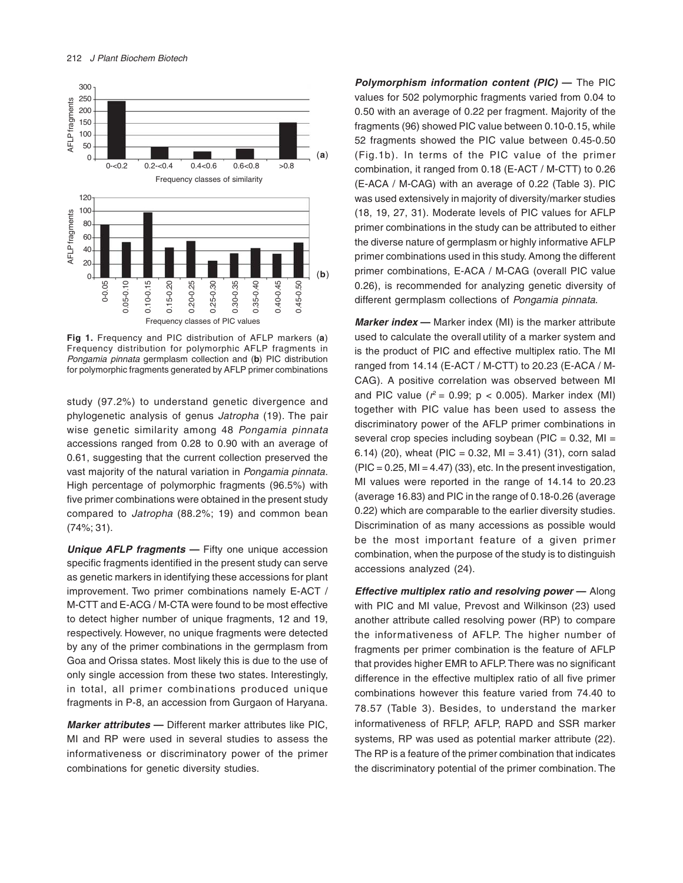Fig 1. Frequency and PIC distribution of AFLP markers (**a**) Frequency distribution for polymorphic AFLP fragments in *Pongamia pinnata* germplasm collection and (**b**) PIC distribution for polymorphic fragments generated by AFLP primer combinations

study (97.2%) to understand genetic divergence and phylogenetic analysis of genus *Jatropha* (19). The pair wise genetic similarity among 48 *Pongamia pinnata* accessions ranged from 0.28 to 0.90 with an average of 0.61, suggesting that the current collection preserved the vast majority of the natural variation in *Pongamia pinnata*. High percentage of polymorphic fragments (96.5%) with five primer combinations were obtained in the present study compared to *Jatropha* (88.2%; 19) and common bean (74%; 31).

***Unique AFLP fragments —*** Fifty one unique accession specific fragments identified in the present study can serve as genetic markers in identifying these accessions for plant improvement. Two primer combinations namely E-ACT / M-CTT and E-ACG / M-CTA were found to be most effective to detect higher number of unique fragments, 12 and 19, respectively. However, no unique fragments were detected by any of the primer combinations in the germplasm from Goa and Orissa states. Most likely this is due to the use of only single accession from these two states. Interestingly, in total, all primer combinations produced unique fragments in P-8, an accession from Gurgaon of Haryana.

***Marker attributes —*** Different marker attributes like PIC, MI and RP were used in several studies to assess the informativeness or discriminatory power of the primer combinations for genetic diversity studies.

***Polymorphism information content (PIC) —*** The PIC values for 502 polymorphic fragments varied from 0.04 to 0.50 with an average of 0.22 per fragment. Majority of the fragments (96) showed PIC value between 0.10-0.15, while 52 fragments showed the PIC value between 0.45-0.50 (Fig.1b). In terms of the PIC value of the primer combination, it ranged from 0.18 (E-ACT / M-CTT) to 0.26 (E-ACA / M-CAG) with an average of 0.22 (Table 3). PIC was used extensively in majority of diversity/marker studies (18, 19, 27, 31). Moderate levels of PIC values for AFLP primer combinations in the study can be attributed to either the diverse nature of germplasm or highly informative AFLP primer combinations used in this study. Among the different primer combinations, E-ACA / M-CAG (overall PIC value 0.26), is recommended for analyzing genetic diversity of different germplasm collections of *Pongamia pinnata*.

***Marker index —*** Marker index (MI) is the marker attribute used to calculate the overall utility of a marker system and is the product of PIC and effective multiplex ratio. The MI ranged from 14.14 (E-ACT / M-CTT) to 20.23 (E-ACA / M-CAG). A positive correlation was observed between MI and PIC value ($r^2 = 0.99$; $p < 0.005$). Marker index (MI) together with PIC value has been used to assess the discriminatory power of the AFLP primer combinations in several crop species including soybean (PIC = 0.32, MI = 6.14) (20), wheat (PIC = 0.32, MI = 3.41) (31), corn salad (PIC = 0.25, MI = 4.47) (33), etc. In the present investigation, MI values were reported in the range of 14.14 to 20.23 (average 16.83) and PIC in the range of 0.18-0.26 (average 0.22) which are comparable to the earlier diversity studies. Discrimination of as many accessions as possible would be the most important feature of a given primer combination, when the purpose of the study is to distinguish accessions analyzed (24).

***Effective multiplex ratio and resolving power —*** Along with PIC and MI value, Prevost and Wilkinson (23) used another attribute called resolving power (RP) to compare the informativeness of AFLP. The higher number of fragments per primer combination is the feature of AFLP that provides higher EMR to AFLP. There was no significant difference in the effective multiplex ratio of all five primer combinations however this feature varied from 74.40 to 78.57 (Table 3). Besides, to understand the marker informativeness of RFLP, AFLP, RAPD and SSR marker systems, RP was used as potential marker attribute (22). The RP is a feature of the primer combination that indicates the discriminatory potential of the primer combination. The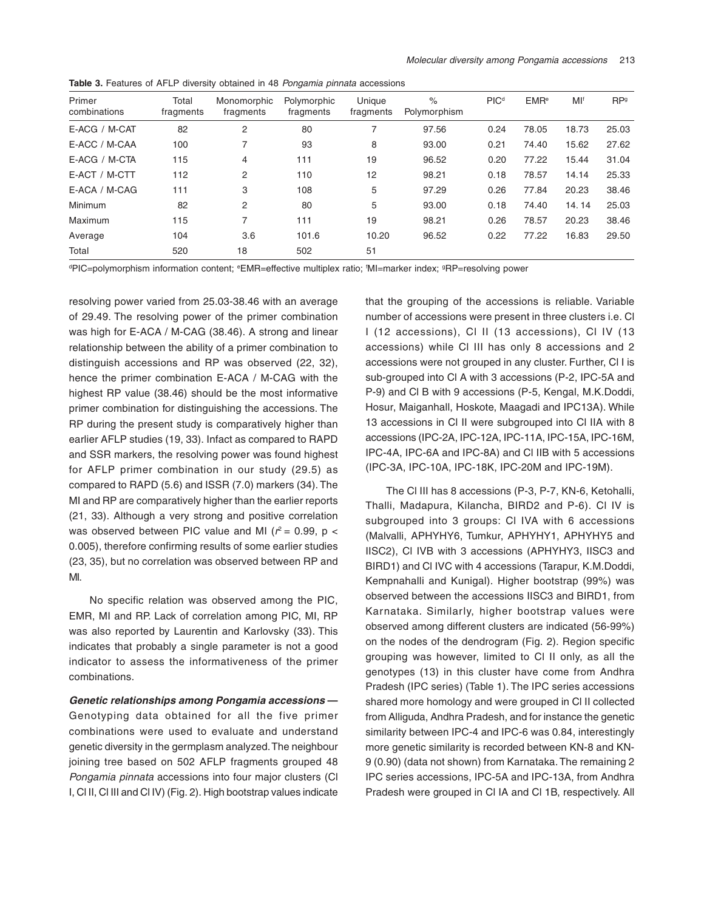**Table 3.** Features of AFLP diversity obtained in 48 *Pongamia pinnata* accessions

| Primer combinations | Total fragments | Monomorphic fragments | Polymorphic fragments | Unique fragments | % Polymorphism | PIC[d] | EMR[e] | MI[f] | RP[g] |
|---|---|---|---|---|---|---|---|---|---|
| E-ACG / M-CAT | 82 | 2 | 80 | 7 | 97.56 | 0.24 | 78.05 | 18.73 | 25.03 |
| E-ACC / M-CAA | 100 | 7 | 93 | 8 | 93.00 | 0.21 | 74.40 | 15.62 | 27.62 |
| E-ACG / M-CTA | 115 | 4 | 111 | 19 | 96.52 | 0.20 | 77.22 | 15.44 | 31.04 |
| E-ACT / M-CTT | 112 | 2 | 110 | 12 | 98.21 | 0.18 | 78.57 | 14.14 | 25.33 |
| E-ACA / M-CAG | 111 | 3 | 108 | 5 | 97.29 | 0.26 | 77.84 | 20.23 | 38.46 |
| Minimum | 82 | 2 | 80 | 5 | 93.00 | 0.18 | 74.40 | 14. 14 | 25.03 |
| Maximum | 115 | 7 | 111 | 19 | 98.21 | 0.26 | 78.57 | 20.23 | 38.46 |
| Average | 104 | 3.6 | 101.6 | 10.20 | 96.52 | 0.22 | 77.22 | 16.83 | 29.50 |
| Total | 520 | 18 | 502 | 51 | | | | | |

[d]PIC=polymorphism information content; [e]EMR=effective multiplex ratio; [f]MI=marker index; [g]RP=resolving power

resolving power varied from 25.03-38.46 with an average of 29.49. The resolving power of the primer combination was high for E-ACA / M-CAG (38.46). A strong and linear relationship between the ability of a primer combination to distinguish accessions and RP was observed (22, 32), hence the primer combination E-ACA / M-CAG with the highest RP value (38.46) should be the most informative primer combination for distinguishing the accessions. The RP during the present study is comparatively higher than earlier AFLP studies (19, 33). Infact as compared to RAPD and SSR markers, the resolving power was found highest for AFLP primer combination in our study (29.5) as compared to RAPD (5.6) and ISSR (7.0) markers (34). The MI and RP are comparatively higher than the earlier reports (21, 33). Although a very strong and positive correlation was observed between PIC value and MI ($r^2$ = 0.99, $p <$ 0.005), therefore confirming results of some earlier studies (23, 35), but no correlation was observed between RP and MI.

No specific relation was observed among the PIC, EMR, MI and RP. Lack of correlation among PIC, MI, RP was also reported by Laurentin and Karlovsky (33). This indicates that probably a single parameter is not a good indicator to assess the informativeness of the primer combinations.

***Genetic relationships among Pongamia accessions —*** Genotyping data obtained for all the five primer combinations were used to evaluate and understand genetic diversity in the germplasm analyzed. The neighbour joining tree based on 502 AFLP fragments grouped 48 *Pongamia pinnata* accessions into four major clusters (Cl I, Cl II, Cl III and Cl IV) (Fig. 2). High bootstrap values indicate that the grouping of the accessions is reliable. Variable number of accessions were present in three clusters i.e. Cl I (12 accessions), Cl II (13 accessions), Cl IV (13 accessions) while Cl III has only 8 accessions and 2 accessions were not grouped in any cluster. Further, Cl I is sub-grouped into Cl A with 3 accessions (P-2, IPC-5A and P-9) and Cl B with 9 accessions (P-5, Kengal, M.K.Doddi, Hosur, Maiganhall, Hoskote, Maagadi and IPC13A). While 13 accessions in Cl II were subgrouped into Cl IIA with 8 accessions (IPC-2A, IPC-12A, IPC-11A, IPC-15A, IPC-16M, IPC-4A, IPC-6A and IPC-8A) and Cl IIB with 5 accessions (IPC-3A, IPC-10A, IPC-18K, IPC-20M and IPC-19M).

The Cl III has 8 accessions (P-3, P-7, KN-6, Ketohalli, Thalli, Madapura, Kilancha, BIRD2 and P-6). Cl IV is subgrouped into 3 groups: Cl IVA with 6 accessions (Malvalli, APHYHY6, Tumkur, APHYHY1, APHYHY5 and IISC2), Cl IVB with 3 accessions (APHYHY3, IISC3 and BIRD1) and Cl IVC with 4 accessions (Tarapur, K.M.Doddi, Kempnahalli and Kunigal). Higher bootstrap (99%) was observed between the accessions IISC3 and BIRD1, from Karnataka. Similarly, higher bootstrap values were observed among different clusters are indicated (56-99%) on the nodes of the dendrogram (Fig. 2). Region specific grouping was however, limited to Cl II only, as all the genotypes (13) in this cluster have come from Andhra Pradesh (IPC series) (Table 1). The IPC series accessions shared more homology and were grouped in Cl II collected from Alliguda, Andhra Pradesh, and for instance the genetic similarity between IPC-4 and IPC-6 was 0.84, interestingly more genetic similarity is recorded between KN-8 and KN-9 (0.90) (data not shown) from Karnataka. The remaining 2 IPC series accessions, IPC-5A and IPC-13A, from Andhra Pradesh were grouped in Cl IA and Cl 1B, respectively. All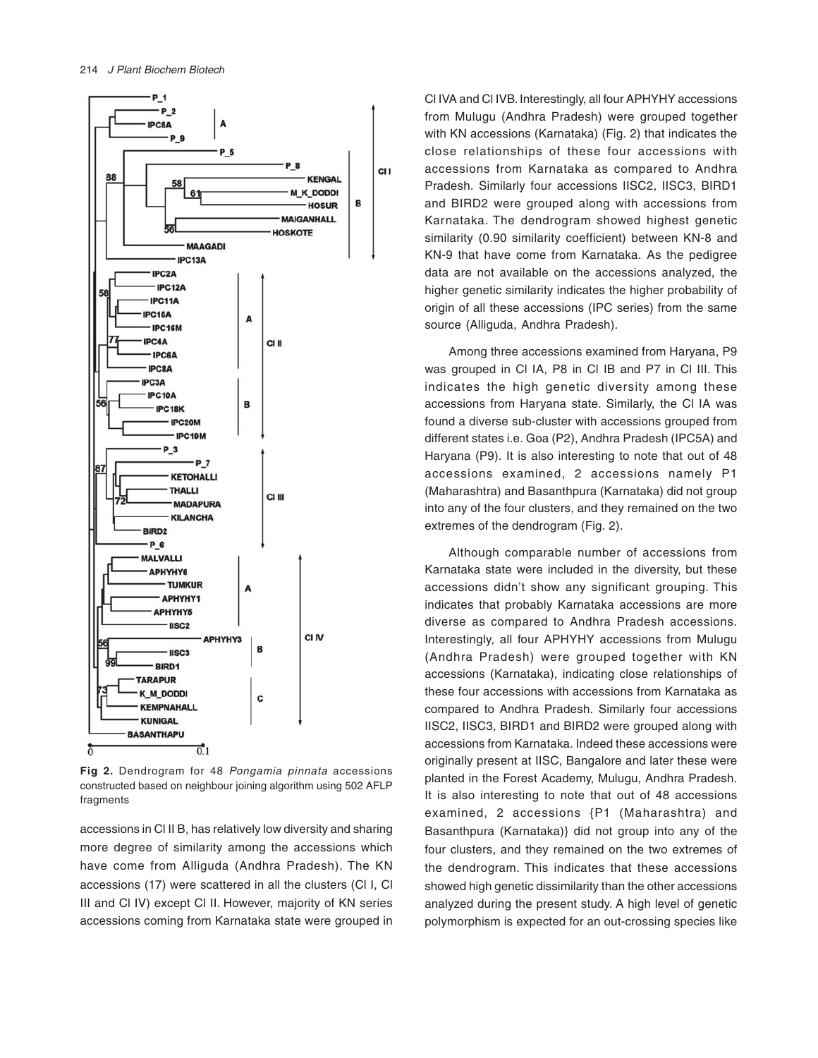Fig 2. Dendrogram for 48 *Pongamia pinnata* accessions constructed based on neighbour joining algorithm using 502 AFLP fragments

accessions in Cl II B, has relatively low diversity and sharing more degree of similarity among the accessions which have come from Alliguda (Andhra Pradesh). The KN accessions (17) were scattered in all the clusters (Cl I, Cl III and Cl IV) except Cl II. However, majority of KN series accessions coming from Karnataka state were grouped in Cl IVA and Cl IVB. Interestingly, all four APHYHY accessions from Mulugu (Andhra Pradesh) were grouped together with KN accessions (Karnataka) (Fig. 2) that indicates the close relationships of these four accessions with accessions from Karnataka as compared to Andhra Pradesh. Similarly four accessions IISC2, IISC3, BIRD1 and BIRD2 were grouped along with accessions from Karnataka. The dendrogram showed highest genetic similarity (0.90 similarity coefficient) between KN-8 and KN-9 that have come from Karnataka. As the pedigree data are not available on the accessions analyzed, the higher genetic similarity indicates the higher probability of origin of all these accessions (IPC series) from the same source (Alliguda, Andhra Pradesh).

Among three accessions examined from Haryana, P9 was grouped in Cl IA, P8 in Cl IB and P7 in Cl III. This indicates the high genetic diversity among these accessions from Haryana state. Similarly, the Cl IA was found a diverse sub-cluster with accessions grouped from different states i.e. Goa (P2), Andhra Pradesh (IPC5A) and Haryana (P9). It is also interesting to note that out of 48 accessions examined, 2 accessions namely P1 (Maharashtra) and Basanthpura (Karnataka) did not group into any of the four clusters, and they remained on the two extremes of the dendrogram (Fig. 2).

Although comparable number of accessions from Karnataka state were included in the diversity, but these accessions didn't show any significant grouping. This indicates that probably Karnataka accessions are more diverse as compared to Andhra Pradesh accessions. Interestingly, all four APHYHY accessions from Mulugu (Andhra Pradesh) were grouped together with KN accessions (Karnataka), indicating close relationships of these four accessions with accessions from Karnataka as compared to Andhra Pradesh. Similarly four accessions IISC2, IISC3, BIRD1 and BIRD2 were grouped along with accessions from Karnataka. Indeed these accessions were originally present at IISC, Bangalore and later these were planted in the Forest Academy, Mulugu, Andhra Pradesh. It is also interesting to note that out of 48 accessions examined, 2 accessions {P1 (Maharashtra) and Basanthpura (Karnataka)} did not group into any of the four clusters, and they remained on the two extremes of the dendrogram. This indicates that these accessions showed high genetic dissimilarity than the other accessions analyzed during the present study. A high level of genetic polymorphism is expected for an out-crossing species like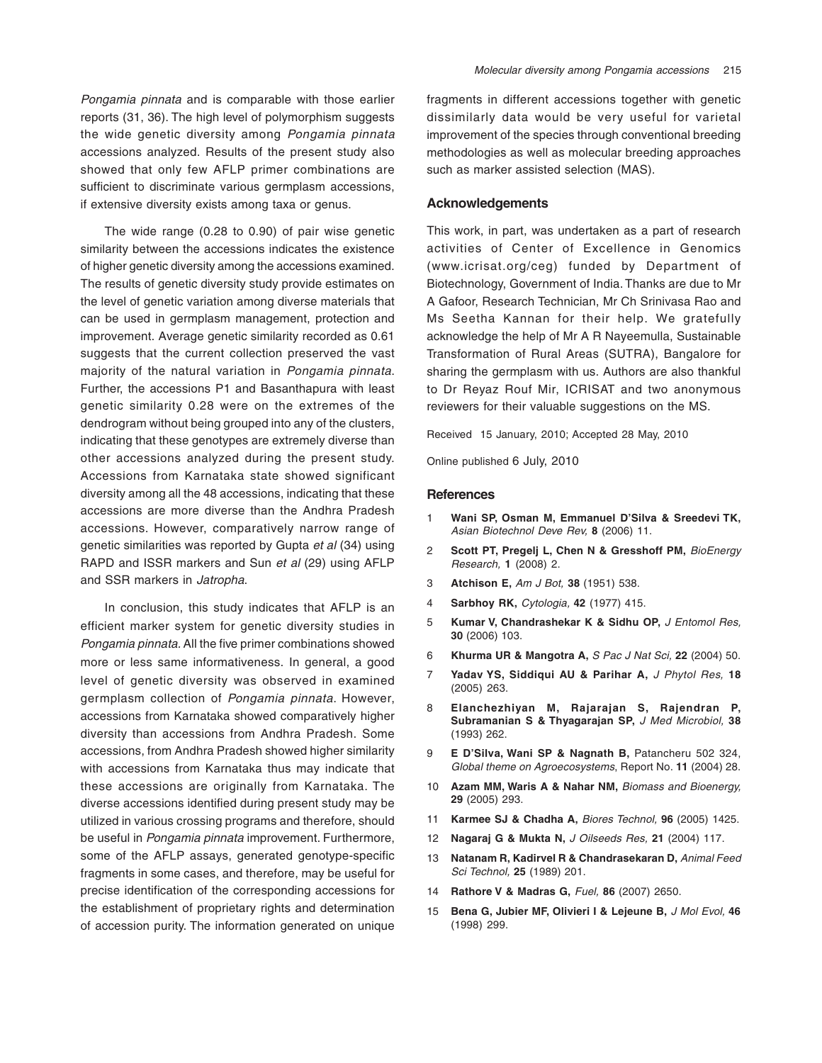*Pongamia pinnata* and is comparable with those earlier reports (31, 36). The high level of polymorphism suggests the wide genetic diversity among *Pongamia pinnata* accessions analyzed. Results of the present study also showed that only few AFLP primer combinations are sufficient to discriminate various germplasm accessions, if extensive diversity exists among taxa or genus.

The wide range (0.28 to 0.90) of pair wise genetic similarity between the accessions indicates the existence of higher genetic diversity among the accessions examined. The results of genetic diversity study provide estimates on the level of genetic variation among diverse materials that can be used in germplasm management, protection and improvement. Average genetic similarity recorded as 0.61 suggests that the current collection preserved the vast majority of the natural variation in *Pongamia pinnata*. Further, the accessions P1 and Basanthapura with least genetic similarity 0.28 were on the extremes of the dendrogram without being grouped into any of the clusters, indicating that these genotypes are extremely diverse than other accessions analyzed during the present study. Accessions from Karnataka state showed significant diversity among all the 48 accessions, indicating that these accessions are more diverse than the Andhra Pradesh accessions. However, comparatively narrow range of genetic similarities was reported by Gupta *et al* (34) using RAPD and ISSR markers and Sun *et al* (29) using AFLP and SSR markers in *Jatropha*.

In conclusion, this study indicates that AFLP is an efficient marker system for genetic diversity studies in *Pongamia pinnata*. All the five primer combinations showed more or less same informativeness. In general, a good level of genetic diversity was observed in examined germplasm collection of *Pongamia pinnata*. However, accessions from Karnataka showed comparatively higher diversity than accessions from Andhra Pradesh. Some accessions, from Andhra Pradesh showed higher similarity with accessions from Karnataka thus may indicate that these accessions are originally from Karnataka. The diverse accessions identified during present study may be utilized in various crossing programs and therefore, should be useful in *Pongamia pinnata* improvement. Furthermore, some of the AFLP assays, generated genotype-specific fragments in some cases, and therefore, may be useful for precise identification of the corresponding accessions for the establishment of proprietary rights and determination of accession purity. The information generated on unique fragments in different accessions together with genetic dissimilarly data would be very useful for varietal improvement of the species through conventional breeding methodologies as well as molecular breeding approaches such as marker assisted selection (MAS).

## Acknowledgements

This work, in part, was undertaken as a part of research activities of Center of Excellence in Genomics (www.icrisat.org/ceg) funded by Department of Biotechnology, Government of India. Thanks are due to Mr A Gafoor, Research Technician, Mr Ch Srinivasa Rao and Ms Seetha Kannan for their help. We gratefully acknowledge the help of Mr A R Nayeemulla, Sustainable Transformation of Rural Areas (SUTRA), Bangalore for sharing the germplasm with us. Authors are also thankful to Dr Reyaz Rouf Mir, ICRISAT and two anonymous reviewers for their valuable suggestions on the MS.

Received 15 January, 2010; Accepted 28 May, 2010

Online published 6 July, 2010

## References

1. **Wani SP, Osman M, Emmanuel D'Silva & Sreedevi TK,** *Asian Biotechnol Deve Rev,* **8** (2006) 11.
2. **Scott PT, Pregelj L, Chen N & Gresshoff PM,** *BioEnergy Research,* **1** (2008) 2.
3. **Atchison E,** *Am J Bot,* **38** (1951) 538.
4. **Sarbhoy RK,** *Cytologia,* **42** (1977) 415.
5. **Kumar V, Chandrashekar K & Sidhu OP,** *J Entomol Res,* **30** (2006) 103.
6. **Khurma UR & Mangotra A,** *S Pac J Nat Sci,* **22** (2004) 50.
7. **Yadav YS, Siddiqui AU & Parihar A,** *J Phytol Res,* **18** (2005) 263.
8. **Elanchezhiyan M, Rajarajan S, Rajendran P, Subramanian S & Thyagarajan SP,** *J Med Microbiol,* **38** (1993) 262.
9. **E D'Silva, Wani SP & Nagnath B,** Patancheru 502 324, *Global theme on Agroecosystems*, Report No. **11** (2004) 28.
10. **Azam MM, Waris A & Nahar NM,** *Biomass and Bioenergy,* **29** (2005) 293.
11. **Karmee SJ & Chadha A,** *Biores Technol,* **96** (2005) 1425.
12. **Nagaraj G & Mukta N,** *J Oilseeds Res,* **21** (2004) 117.
13. **Natanam R, Kadirvel R & Chandrasekaran D,** *Animal Feed Sci Technol,* **25** (1989) 201.
14. **Rathore V & Madras G,** *Fuel,* **86** (2007) 2650.
15. **Bena G, Jubier MF, Olivieri I & Lejeune B,** *J Mol Evol,* **46** (1998) 299.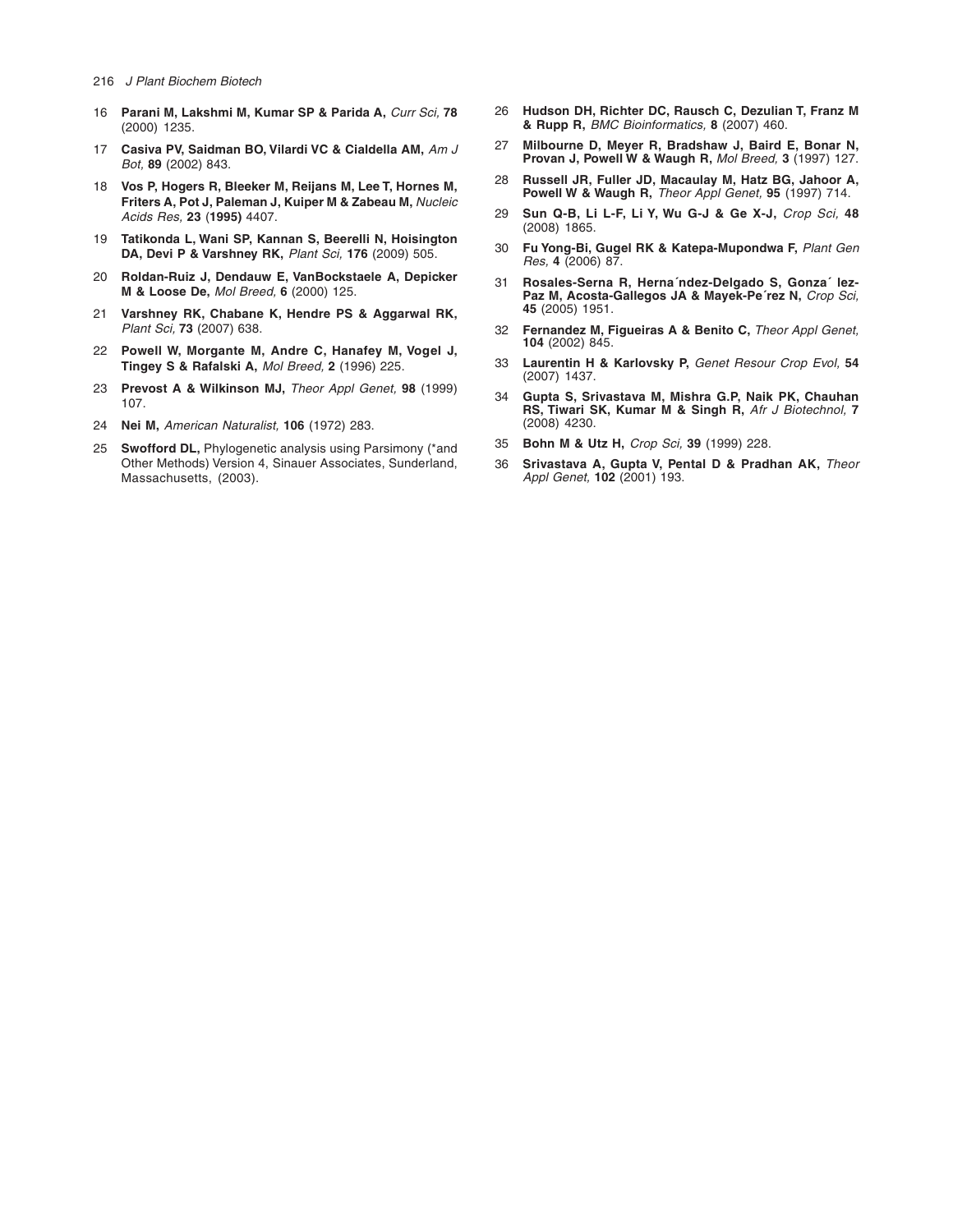16 **Parani M, Lakshmi M, Kumar SP & Parida A,** *Curr Sci,* **78** (2000) 1235.

17 **Casiva PV, Saidman BO, Vilardi VC & Cialdella AM,** *Am J Bot,* **89** (2002) 843.

18 **Vos P, Hogers R, Bleeker M, Reijans M, Lee T, Hornes M, Friters A, Pot J, Paleman J, Kuiper M & Zabeau M,** *Nucleic Acids Res,* **23** (**1995)** 4407.

19 **Tatikonda L, Wani SP, Kannan S, Beerelli N, Hoisington DA, Devi P & Varshney RK,** *Plant Sci,* **176** (2009) 505.

20 **Roldan-Ruiz J, Dendauw E, VanBockstaele A, Depicker M & Loose De,** *Mol Breed,* **6** (2000) 125.

21 **Varshney RK, Chabane K, Hendre PS & Aggarwal RK,** *Plant Sci,* **73** (2007) 638.

22 **Powell W, Morgante M, Andre C, Hanafey M, Vogel J, Tingey S & Rafalski A,** *Mol Breed,* **2** (1996) 225.

23 **Prevost A & Wilkinson MJ,** *Theor Appl Genet,* **98** (1999) 107.

24 **Nei M,** *American Naturalist,* **106** (1972) 283.

25 **Swofford DL,** Phylogenetic analysis using Parsimony (*and Other Methods) Version 4, Sinauer Associates, Sunderland, Massachusetts, (2003).

26 **Hudson DH, Richter DC, Rausch C, Dezulian T, Franz M & Rupp R,** *BMC Bioinformatics,* **8** (2007) 460.

27 **Milbourne D, Meyer R, Bradshaw J, Baird E, Bonar N, Provan J, Powell W & Waugh R,** *Mol Breed,* **3** (1997) 127.

28 **Russell JR, Fuller JD, Macaulay M, Hatz BG, Jahoor A, Powell W & Waugh R,** *Theor Appl Genet,* **95** (1997) 714.

29 **Sun Q-B, Li L-F, Li Y, Wu G-J & Ge X-J,** *Crop Sci,* **48** (2008) 1865.

30 **Fu Yong-Bi, Gugel RK & Katepa-Mupondwa F,** *Plant Gen Res,* **4** (2006) 87.

31 **Rosales-Serna R, Herna´ndez-Delgado S, Gonza´ lez-Paz M, Acosta-Gallegos JA & Mayek-Pe´rez N,** *Crop Sci,* **45** (2005) 1951.

32 **Fernandez M, Figueiras A & Benito C,** *Theor Appl Genet,* **104** (2002) 845.

33 **Laurentin H & Karlovsky P,** *Genet Resour Crop Evol,* **54** (2007) 1437.

34 **Gupta S, Srivastava M, Mishra G.P, Naik PK, Chauhan RS, Tiwari SK, Kumar M & Singh R,** *Afr J Biotechnol,* **7** (2008) 4230.

35 **Bohn M & Utz H,** *Crop Sci,* **39** (1999) 228.

36 **Srivastava A, Gupta V, Pental D & Pradhan AK,** *Theor Appl Genet,* **102** (2001) 193.